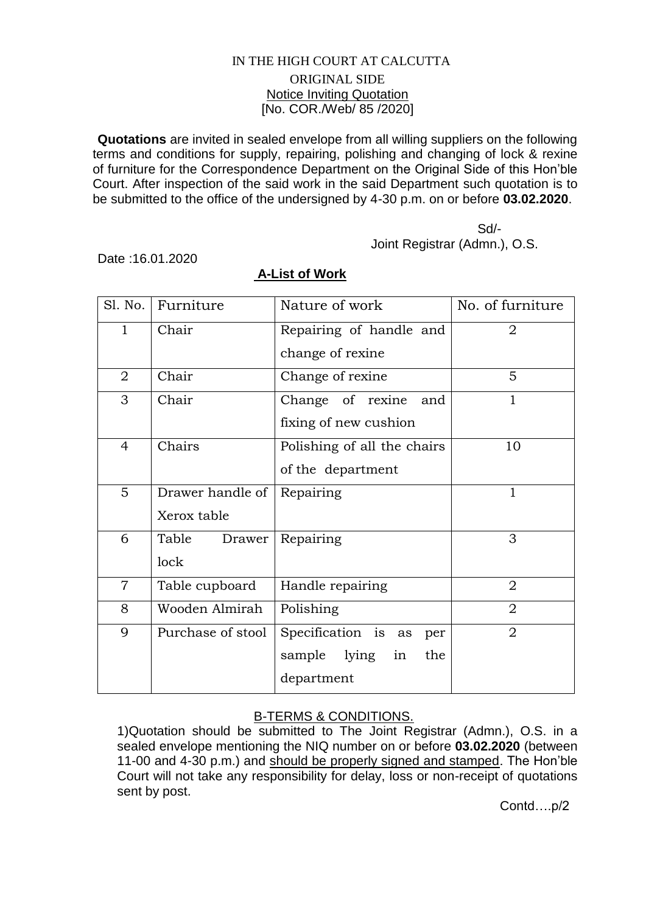IN THE HIGH COURT AT CALCUTTA

ORIGINAL SIDE

Notice Inviting Quotation

[No. COR./Web/ 85 /2020]

**Quotations** are invited in sealed envelope from all willing suppliers on the following terms and conditions for supply, repairing, polishing and changing of lock & rexine of furniture for the Correspondence Department on the Original Side of this Hon'ble Court. After inspection of the said work in the said Department such quotation is to be submitted to the office of the undersigned by 4-30 p.m. on or before **03.02.2020**.

Sd/-
Joint Registrar (Admn.), O.S.

Date :16.01.2020

**A-List of Work**

| Sl. No. | Furniture | Nature of work | No. of furniture |
|---|---|---|---|
| 1 | Chair | Repairing of handle and change of rexine | 2 |
| 2 | Chair | Change of rexine | 5 |
| 3 | Chair | Change of rexine and fixing of new cushion | 1 |
| 4 | Chairs | Polishing of all the chairs of the department | 10 |
| 5 | Drawer handle of Xerox table | Repairing | 1 |
| 6 | Table Drawer lock | Repairing | 3 |
| 7 | Table cupboard | Handle repairing | 2 |
| 8 | Wooden Almirah | Polishing | 2 |
| 9 | Purchase of stool | Specification is as per sample lying in the department | 2 |

B-TERMS & CONDITIONS.

1)Quotation should be submitted to The Joint Registrar (Admn.), O.S. in a sealed envelope mentioning the NIQ number on or before **03.02.2020** (between 11-00 and 4-30 p.m.) and should be properly signed and stamped. The Hon'ble Court will not take any responsibility for delay, loss or non-receipt of quotations sent by post.

Contd….p/2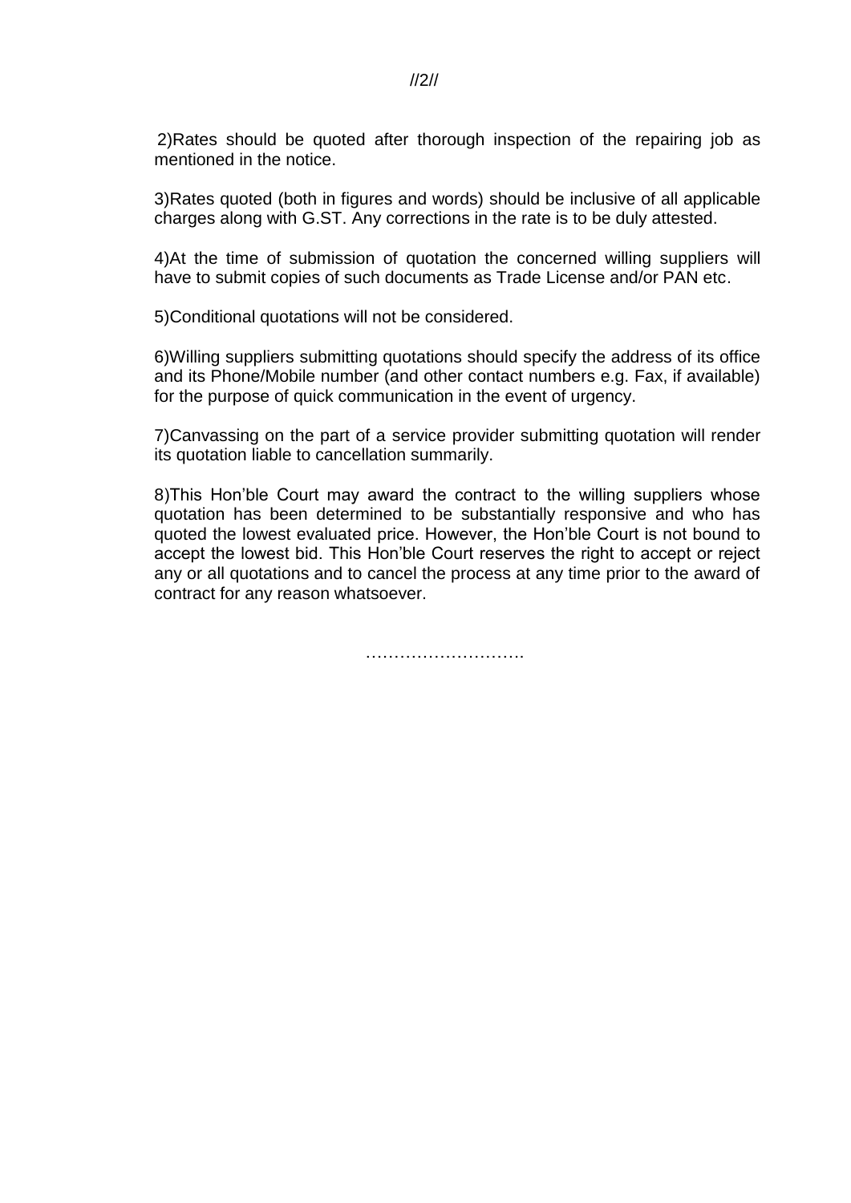2)Rates should be quoted after thorough inspection of the repairing job as mentioned in the notice.

3)Rates quoted (both in figures and words) should be inclusive of all applicable charges along with G.ST. Any corrections in the rate is to be duly attested.

4)At the time of submission of quotation the concerned willing suppliers will have to submit copies of such documents as Trade License and/or PAN etc.

5)Conditional quotations will not be considered.

6)Willing suppliers submitting quotations should specify the address of its office and its Phone/Mobile number (and other contact numbers e.g. Fax, if available) for the purpose of quick communication in the event of urgency.

7)Canvassing on the part of a service provider submitting quotation will render its quotation liable to cancellation summarily.

8)This Hon'ble Court may award the contract to the willing suppliers whose quotation has been determined to be substantially responsive and who has quoted the lowest evaluated price. However, the Hon'ble Court is not bound to accept the lowest bid. This Hon'ble Court reserves the right to accept or reject any or all quotations and to cancel the process at any time prior to the award of contract for any reason whatsoever.

……………………….